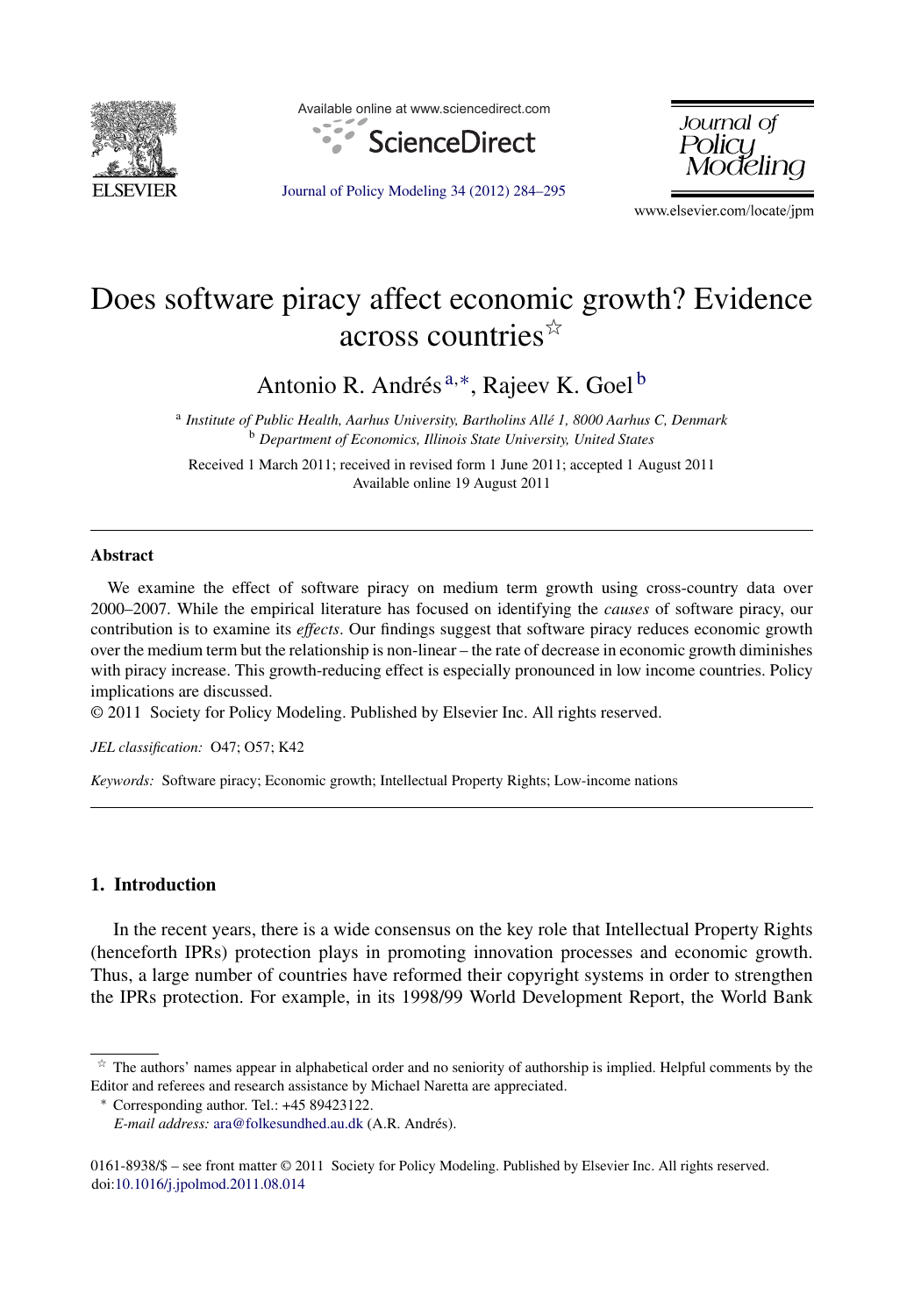# Does software piracy affect economic growth? Evidence across countries[☆]

Antonio R. Andrés[a,*], Rajeev K. Goel[b]

[a] *Institute of Public Health, Aarhus University, Bartholins Allé 1, 8000 Aarhus C, Denmark*
[b] *Department of Economics, Illinois State University, United States*

Received 1 March 2011; received in revised form 1 June 2011; accepted 1 August 2011
Available online 19 August 2011

---

## Abstract

We examine the effect of software piracy on medium term growth using cross-country data over 2000–2007. While the empirical literature has focused on identifying the *causes* of software piracy, our contribution is to examine its *effects*. Our findings suggest that software piracy reduces economic growth over the medium term but the relationship is non-linear – the rate of decrease in economic growth diminishes with piracy increase. This growth-reducing effect is especially pronounced in low income countries. Policy implications are discussed.

© 2011 Society for Policy Modeling. Published by Elsevier Inc. All rights reserved.

*JEL classification:* O47; O57; K42

*Keywords:* Software piracy; Economic growth; Intellectual Property Rights; Low-income nations

---

## 1. Introduction

In the recent years, there is a wide consensus on the key role that Intellectual Property Rights (henceforth IPRs) protection plays in promoting innovation processes and economic growth. Thus, a large number of countries have reformed their copyright systems in order to strengthen the IPRs protection. For example, in its 1998/99 World Development Report, the World Bank

---

[☆] The authors' names appear in alphabetical order and no seniority of authorship is implied. Helpful comments by the Editor and referees and research assistance by Michael Naretta are appreciated.

[*] Corresponding author. Tel.: +45 89423122.
*E-mail address:* ara@folkesundhed.au.dk (A.R. Andrés).

0161-8938/$ – see front matter © 2011 Society for Policy Modeling. Published by Elsevier Inc. All rights reserved.
doi:10.1016/j.jpolmod.2011.08.014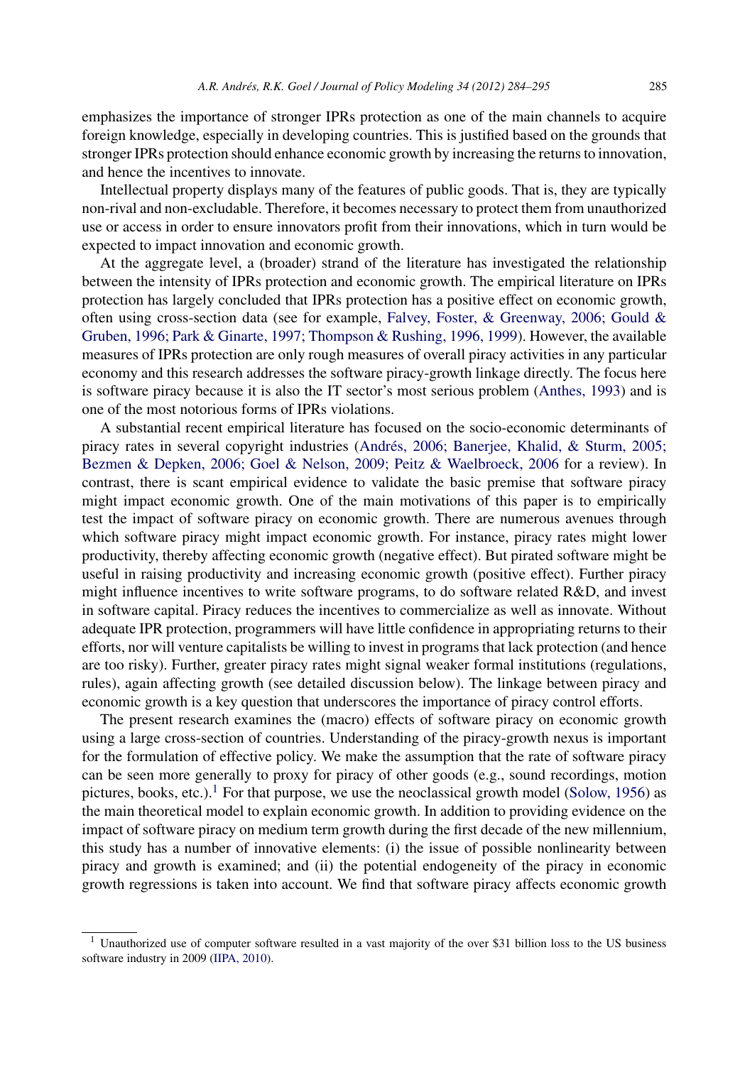emphasizes the importance of stronger IPRs protection as one of the main channels to acquire foreign knowledge, especially in developing countries. This is justified based on the grounds that stronger IPRs protection should enhance economic growth by increasing the returns to innovation, and hence the incentives to innovate.

Intellectual property displays many of the features of public goods. That is, they are typically non-rival and non-excludable. Therefore, it becomes necessary to protect them from unauthorized use or access in order to ensure innovators profit from their innovations, which in turn would be expected to impact innovation and economic growth.

At the aggregate level, a (broader) strand of the literature has investigated the relationship between the intensity of IPRs protection and economic growth. The empirical literature on IPRs protection has largely concluded that IPRs protection has a positive effect on economic growth, often using cross-section data (see for example, Falvey, Foster, & Greenway, 2006; Gould & Gruben, 1996; Park & Ginarte, 1997; Thompson & Rushing, 1996, 1999). However, the available measures of IPRs protection are only rough measures of overall piracy activities in any particular economy and this research addresses the software piracy-growth linkage directly. The focus here is software piracy because it is also the IT sector's most serious problem (Anthes, 1993) and is one of the most notorious forms of IPRs violations.

A substantial recent empirical literature has focused on the socio-economic determinants of piracy rates in several copyright industries (Andrés, 2006; Banerjee, Khalid, & Sturm, 2005; Bezmen & Depken, 2006; Goel & Nelson, 2009; Peitz & Waelbroeck, 2006 for a review). In contrast, there is scant empirical evidence to validate the basic premise that software piracy might impact economic growth. One of the main motivations of this paper is to empirically test the impact of software piracy on economic growth. There are numerous avenues through which software piracy might impact economic growth. For instance, piracy rates might lower productivity, thereby affecting economic growth (negative effect). But pirated software might be useful in raising productivity and increasing economic growth (positive effect). Further piracy might influence incentives to write software programs, to do software related R&D, and invest in software capital. Piracy reduces the incentives to commercialize as well as innovate. Without adequate IPR protection, programmers will have little confidence in appropriating returns to their efforts, nor will venture capitalists be willing to invest in programs that lack protection (and hence are too risky). Further, greater piracy rates might signal weaker formal institutions (regulations, rules), again affecting growth (see detailed discussion below). The linkage between piracy and economic growth is a key question that underscores the importance of piracy control efforts.

The present research examines the (macro) effects of software piracy on economic growth using a large cross-section of countries. Understanding of the piracy-growth nexus is important for the formulation of effective policy. We make the assumption that the rate of software piracy can be seen more generally to proxy for piracy of other goods (e.g., sound recordings, motion pictures, books, etc.).[1] For that purpose, we use the neoclassical growth model (Solow, 1956) as the main theoretical model to explain economic growth. In addition to providing evidence on the impact of software piracy on medium term growth during the first decade of the new millennium, this study has a number of innovative elements: (i) the issue of possible nonlinearity between piracy and growth is examined; and (ii) the potential endogeneity of the piracy in economic growth regressions is taken into account. We find that software piracy affects economic growth

[1] Unauthorized use of computer software resulted in a vast majority of the over $31 billion loss to the US business software industry in 2009 (IIPA, 2010).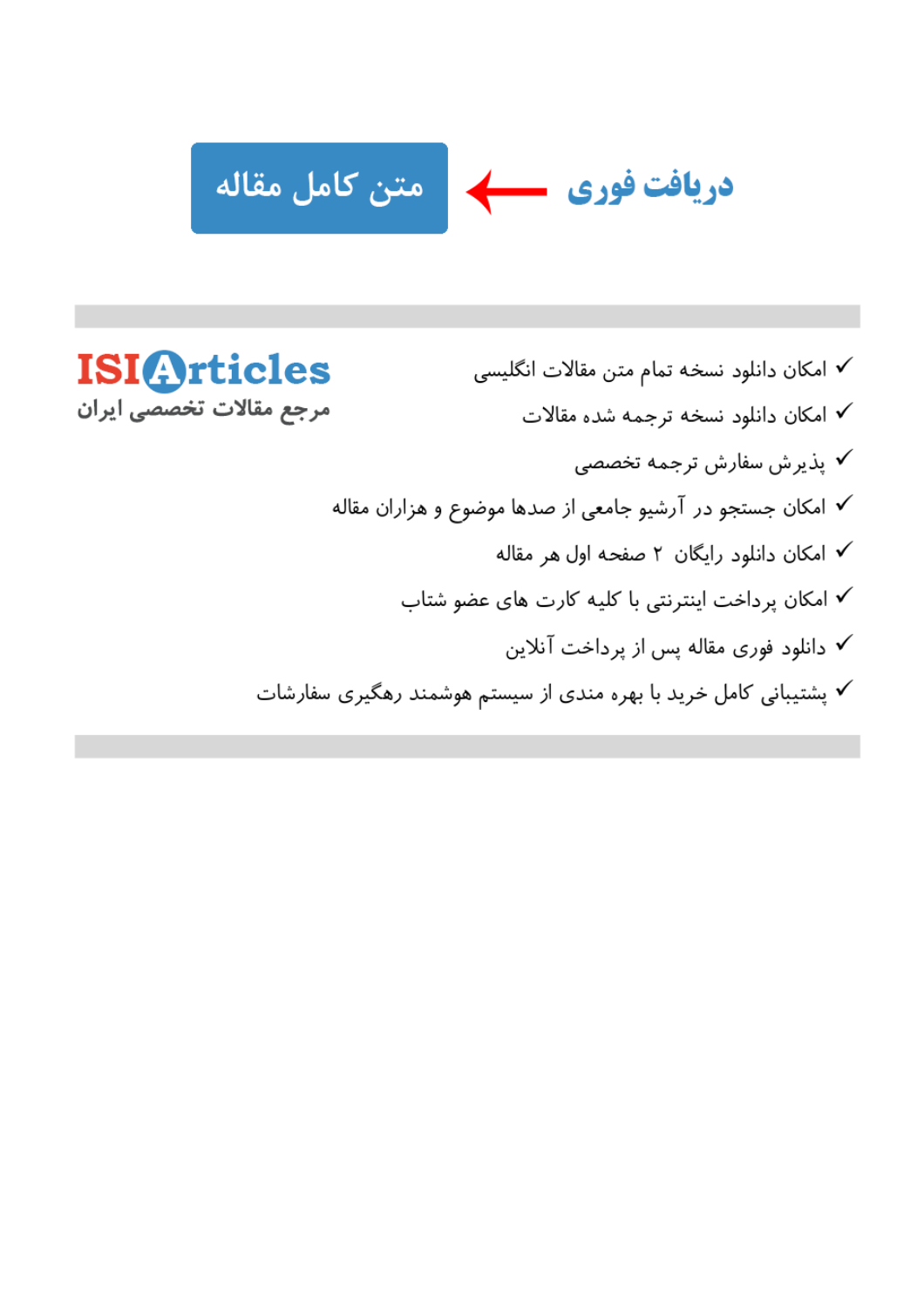دریافت فوری ← متن کامل مقاله

**ISIArticles**
مرجع مقالات تخصصی ایران

- ✓ امکان دانلود نسخه تمام متن مقالات انگلیسی
- ✓ امکان دانلود نسخه ترجمه شده مقالات
- ✓ پذیرش سفارش ترجمه تخصصی
- ✓ امکان جستجو در آرشیو جامعی از صدها موضوع و هزاران مقاله
- ✓ امکان دانلود رایگان ۲ صفحه اول هر مقاله
- ✓ امکان پرداخت اینترنتی با کلیه کارت های عضو شتاب
- ✓ دانلود فوری مقاله پس از پرداخت آنلاین
- ✓ پشتیبانی کامل خرید با بهره مندی از سیستم هوشمند رهگیری سفارشات